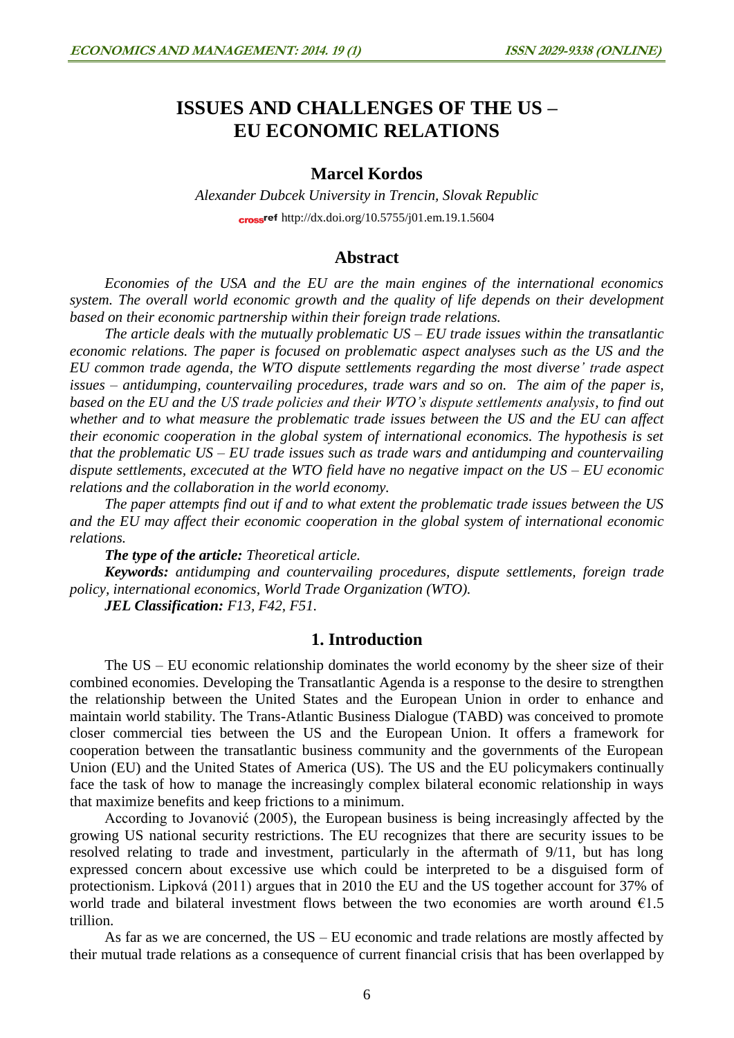# ISSUES AND CHALLENGES OF THE US – EU ECONOMIC RELATIONS

**Marcel Kordos**

*Alexander Dubcek University in Trencin, Slovak Republic*

http://dx.doi.org/10.5755/j01.em.19.1.5604

## Abstract

*Economies of the USA and the EU are the main engines of the international economics system. The overall world economic growth and the quality of life depends on their development based on their economic partnership within their foreign trade relations.*

*The article deals with the mutually problematic US – EU trade issues within the transatlantic economic relations. The paper is focused on problematic aspect analyses such as the US and the EU common trade agenda, the WTO dispute settlements regarding the most diverse' trade aspect issues – antidumping, countervailing procedures, trade wars and so on. The aim of the paper is, based on the EU and the US trade policies and their WTO's dispute settlements analysis, to find out whether and to what measure the problematic trade issues between the US and the EU can affect their economic cooperation in the global system of international economics. The hypothesis is set that the problematic US – EU trade issues such as trade wars and antidumping and countervailing dispute settlements, excecuted at the WTO field have no negative impact on the US – EU economic relations and the collaboration in the world economy.*

*The paper attempts find out if and to what extent the problematic trade issues between the US and the EU may affect their economic cooperation in the global system of international economic relations.*

***The type of the article:*** *Theoretical article.*

***Keywords:*** *antidumping and countervailing procedures, dispute settlements, foreign trade policy, international economics, World Trade Organization (WTO).*

***JEL Classification:*** *F13, F42, F51.*

## 1. Introduction

The US – EU economic relationship dominates the world economy by the sheer size of their combined economies. Developing the Transatlantic Agenda is a response to the desire to strengthen the relationship between the United States and the European Union in order to enhance and maintain world stability. The Trans-Atlantic Business Dialogue (TABD) was conceived to promote closer commercial ties between the US and the European Union. It offers a framework for cooperation between the transatlantic business community and the governments of the European Union (EU) and the United States of America (US). The US and the EU policymakers continually face the task of how to manage the increasingly complex bilateral economic relationship in ways that maximize benefits and keep frictions to a minimum.

According to Jovanović (2005), the European business is being increasingly affected by the growing US national security restrictions. The EU recognizes that there are security issues to be resolved relating to trade and investment, particularly in the aftermath of 9/11, but has long expressed concern about excessive use which could be interpreted to be a disguised form of protectionism. Lipková (2011) argues that in 2010 the EU and the US together account for 37% of world trade and bilateral investment flows between the two economies are worth around €1.5 trillion.

As far as we are concerned, the US – EU economic and trade relations are mostly affected by their mutual trade relations as a consequence of current financial crisis that has been overlapped by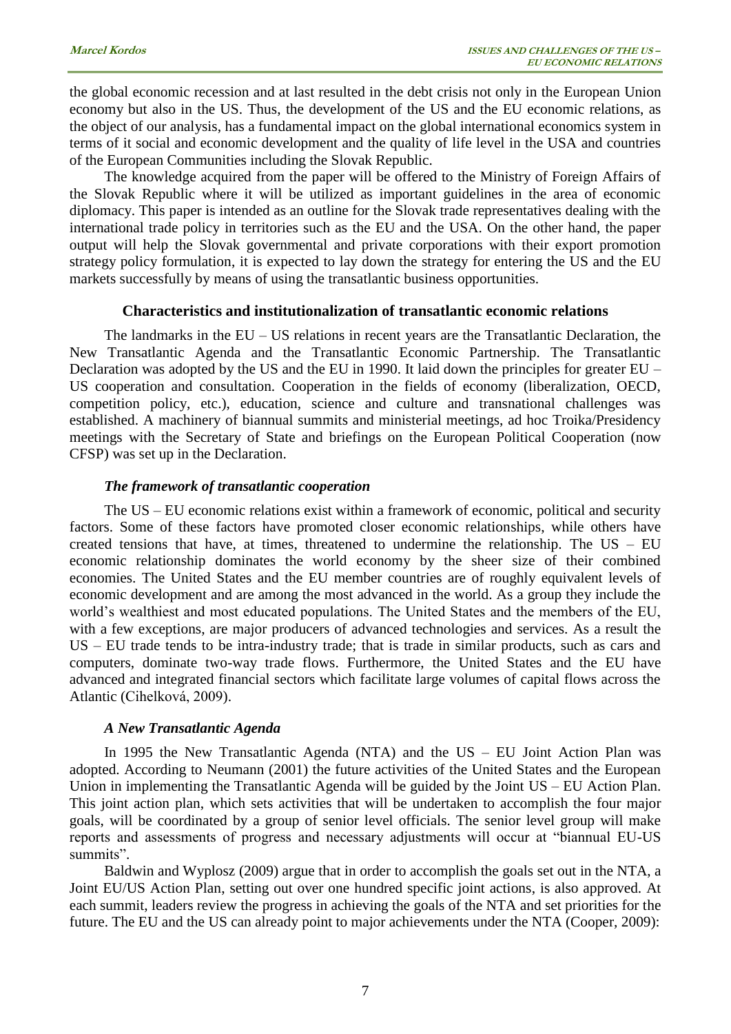the global economic recession and at last resulted in the debt crisis not only in the European Union economy but also in the US. Thus, the development of the US and the EU economic relations, as the object of our analysis, has a fundamental impact on the global international economics system in terms of it social and economic development and the quality of life level in the USA and countries of the European Communities including the Slovak Republic.

The knowledge acquired from the paper will be offered to the Ministry of Foreign Affairs of the Slovak Republic where it will be utilized as important guidelines in the area of economic diplomacy. This paper is intended as an outline for the Slovak trade representatives dealing with the international trade policy in territories such as the EU and the USA. On the other hand, the paper output will help the Slovak governmental and private corporations with their export promotion strategy policy formulation, it is expected to lay down the strategy for entering the US and the EU markets successfully by means of using the transatlantic business opportunities.

## Characteristics and institutionalization of transatlantic economic relations

The landmarks in the EU – US relations in recent years are the Transatlantic Declaration, the New Transatlantic Agenda and the Transatlantic Economic Partnership. The Transatlantic Declaration was adopted by the US and the EU in 1990. It laid down the principles for greater EU – US cooperation and consultation. Cooperation in the fields of economy (liberalization, OECD, competition policy, etc.), education, science and culture and transnational challenges was established. A machinery of biannual summits and ministerial meetings, ad hoc Troika/Presidency meetings with the Secretary of State and briefings on the European Political Cooperation (now CFSP) was set up in the Declaration.

### *The framework of transatlantic cooperation*

The US – EU economic relations exist within a framework of economic, political and security factors. Some of these factors have promoted closer economic relationships, while others have created tensions that have, at times, threatened to undermine the relationship. The US – EU economic relationship dominates the world economy by the sheer size of their combined economies. The United States and the EU member countries are of roughly equivalent levels of economic development and are among the most advanced in the world. As a group they include the world's wealthiest and most educated populations. The United States and the members of the EU, with a few exceptions, are major producers of advanced technologies and services. As a result the US – EU trade tends to be intra-industry trade; that is trade in similar products, such as cars and computers, dominate two-way trade flows. Furthermore, the United States and the EU have advanced and integrated financial sectors which facilitate large volumes of capital flows across the Atlantic (Cihelková, 2009).

### *A New Transatlantic Agenda*

In 1995 the New Transatlantic Agenda (NTA) and the US – EU Joint Action Plan was adopted. According to Neumann (2001) the future activities of the United States and the European Union in implementing the Transatlantic Agenda will be guided by the Joint US – EU Action Plan. This joint action plan, which sets activities that will be undertaken to accomplish the four major goals, will be coordinated by a group of senior level officials. The senior level group will make reports and assessments of progress and necessary adjustments will occur at "biannual EU-US summits".

Baldwin and Wyplosz (2009) argue that in order to accomplish the goals set out in the NTA, a Joint EU/US Action Plan, setting out over one hundred specific joint actions, is also approved. At each summit, leaders review the progress in achieving the goals of the NTA and set priorities for the future. The EU and the US can already point to major achievements under the NTA (Cooper, 2009):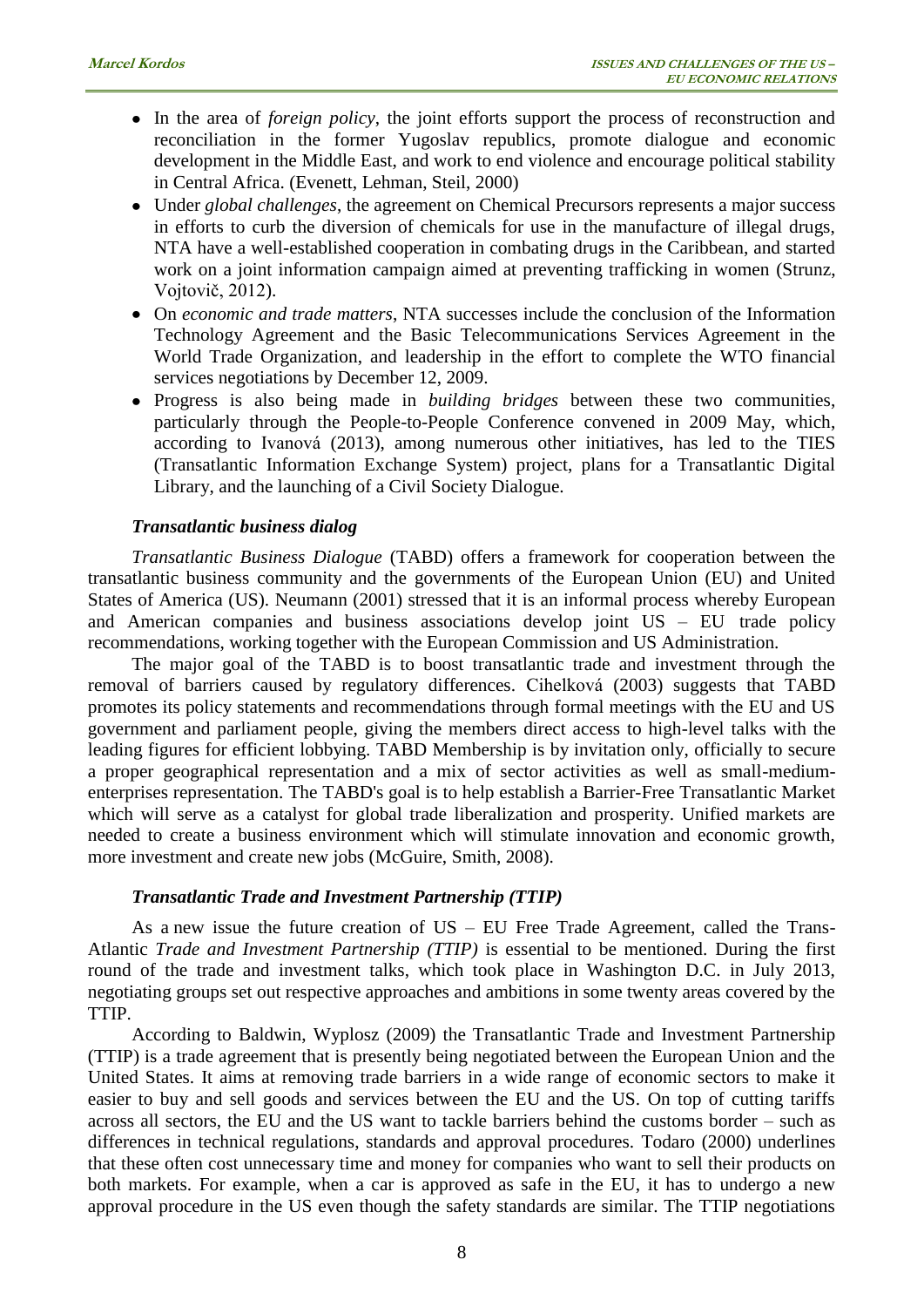- In the area of *foreign policy*, the joint efforts support the process of reconstruction and reconciliation in the former Yugoslav republics, promote dialogue and economic development in the Middle East, and work to end violence and encourage political stability in Central Africa. (Evenett, Lehman, Steil, 2000)
- Under *global challenges*, the agreement on Chemical Precursors represents a major success in efforts to curb the diversion of chemicals for use in the manufacture of illegal drugs, NTA have a well-established cooperation in combating drugs in the Caribbean, and started work on a joint information campaign aimed at preventing trafficking in women (Strunz, Vojtovič, 2012).
- On *economic and trade matters*, NTA successes include the conclusion of the Information Technology Agreement and the Basic Telecommunications Services Agreement in the World Trade Organization, and leadership in the effort to complete the WTO financial services negotiations by December 12, 2009.
- Progress is also being made in *building bridges* between these two communities, particularly through the People-to-People Conference convened in 2009 May, which, according to Ivanová (2013), among numerous other initiatives, has led to the TIES (Transatlantic Information Exchange System) project, plans for a Transatlantic Digital Library, and the launching of a Civil Society Dialogue.

### *Transatlantic business dialog*

*Transatlantic Business Dialogue* (TABD) offers a framework for cooperation between the transatlantic business community and the governments of the European Union (EU) and United States of America (US). Neumann (2001) stressed that it is an informal process whereby European and American companies and business associations develop joint US – EU trade policy recommendations, working together with the European Commission and US Administration.

The major goal of the TABD is to boost transatlantic trade and investment through the removal of barriers caused by regulatory differences. Cihelková (2003) suggests that TABD promotes its policy statements and recommendations through formal meetings with the EU and US government and parliament people, giving the members direct access to high-level talks with the leading figures for efficient lobbying. TABD Membership is by invitation only, officially to secure a proper geographical representation and a mix of sector activities as well as small-medium-enterprises representation. The TABD's goal is to help establish a Barrier-Free Transatlantic Market which will serve as a catalyst for global trade liberalization and prosperity. Unified markets are needed to create a business environment which will stimulate innovation and economic growth, more investment and create new jobs (McGuire, Smith, 2008).

### *Transatlantic Trade and Investment Partnership (TTIP)*

As a new issue the future creation of US – EU Free Trade Agreement, called the Trans-Atlantic *Trade and Investment Partnership (TTIP)* is essential to be mentioned. During the first round of the trade and investment talks, which took place in Washington D.C. in July 2013, negotiating groups set out respective approaches and ambitions in some twenty areas covered by the TTIP.

According to Baldwin, Wyplosz (2009) the Transatlantic Trade and Investment Partnership (TTIP) is a trade agreement that is presently being negotiated between the European Union and the United States. It aims at removing trade barriers in a wide range of economic sectors to make it easier to buy and sell goods and services between the EU and the US. On top of cutting tariffs across all sectors, the EU and the US want to tackle barriers behind the customs border – such as differences in technical regulations, standards and approval procedures. Todaro (2000) underlines that these often cost unnecessary time and money for companies who want to sell their products on both markets. For example, when a car is approved as safe in the EU, it has to undergo a new approval procedure in the US even though the safety standards are similar. The TTIP negotiations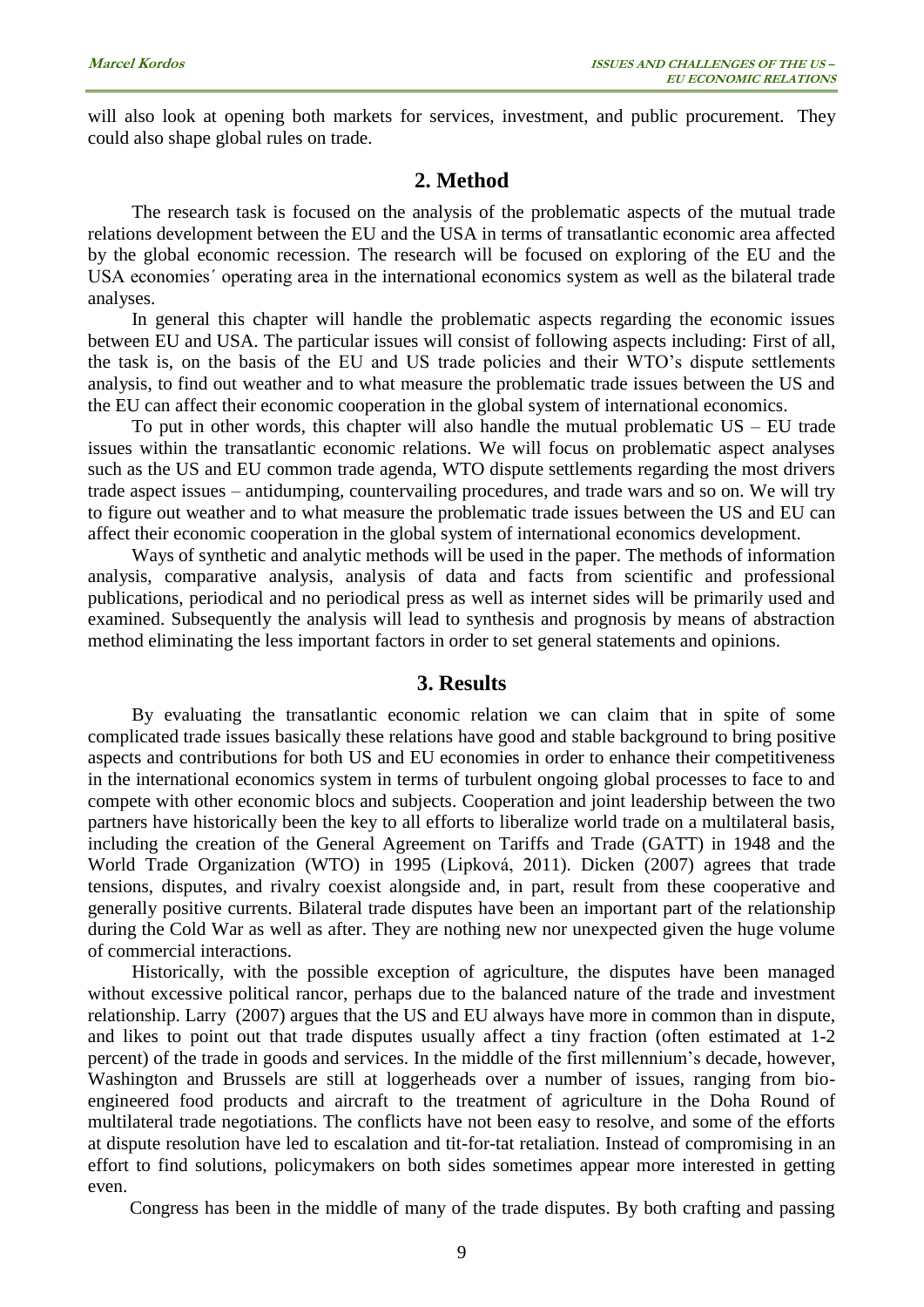will also look at opening both markets for services, investment, and public procurement. They could also shape global rules on trade.

## 2. Method

The research task is focused on the analysis of the problematic aspects of the mutual trade relations development between the EU and the USA in terms of transatlantic economic area affected by the global economic recession. The research will be focused on exploring of the EU and the USA economies´ operating area in the international economics system as well as the bilateral trade analyses.

In general this chapter will handle the problematic aspects regarding the economic issues between EU and USA. The particular issues will consist of following aspects including: First of all, the task is, on the basis of the EU and US trade policies and their WTO's dispute settlements analysis, to find out weather and to what measure the problematic trade issues between the US and the EU can affect their economic cooperation in the global system of international economics.

To put in other words, this chapter will also handle the mutual problematic US – EU trade issues within the transatlantic economic relations. We will focus on problematic aspect analyses such as the US and EU common trade agenda, WTO dispute settlements regarding the most drivers trade aspect issues – antidumping, countervailing procedures, and trade wars and so on. We will try to figure out weather and to what measure the problematic trade issues between the US and EU can affect their economic cooperation in the global system of international economics development.

Ways of synthetic and analytic methods will be used in the paper. The methods of information analysis, comparative analysis, analysis of data and facts from scientific and professional publications, periodical and no periodical press as well as internet sides will be primarily used and examined. Subsequently the analysis will lead to synthesis and prognosis by means of abstraction method eliminating the less important factors in order to set general statements and opinions.

## 3. Results

By evaluating the transatlantic economic relation we can claim that in spite of some complicated trade issues basically these relations have good and stable background to bring positive aspects and contributions for both US and EU economies in order to enhance their competitiveness in the international economics system in terms of turbulent ongoing global processes to face to and compete with other economic blocs and subjects. Cooperation and joint leadership between the two partners have historically been the key to all efforts to liberalize world trade on a multilateral basis, including the creation of the General Agreement on Tariffs and Trade (GATT) in 1948 and the World Trade Organization (WTO) in 1995 (Lipková, 2011). Dicken (2007) agrees that trade tensions, disputes, and rivalry coexist alongside and, in part, result from these cooperative and generally positive currents. Bilateral trade disputes have been an important part of the relationship during the Cold War as well as after. They are nothing new nor unexpected given the huge volume of commercial interactions.

Historically, with the possible exception of agriculture, the disputes have been managed without excessive political rancor, perhaps due to the balanced nature of the trade and investment relationship. Larry (2007) argues that the US and EU always have more in common than in dispute, and likes to point out that trade disputes usually affect a tiny fraction (often estimated at 1-2 percent) of the trade in goods and services. In the middle of the first millennium's decade, however, Washington and Brussels are still at loggerheads over a number of issues, ranging from bio-engineered food products and aircraft to the treatment of agriculture in the Doha Round of multilateral trade negotiations. The conflicts have not been easy to resolve, and some of the efforts at dispute resolution have led to escalation and tit-for-tat retaliation. Instead of compromising in an effort to find solutions, policymakers on both sides sometimes appear more interested in getting even.

Congress has been in the middle of many of the trade disputes. By both crafting and passing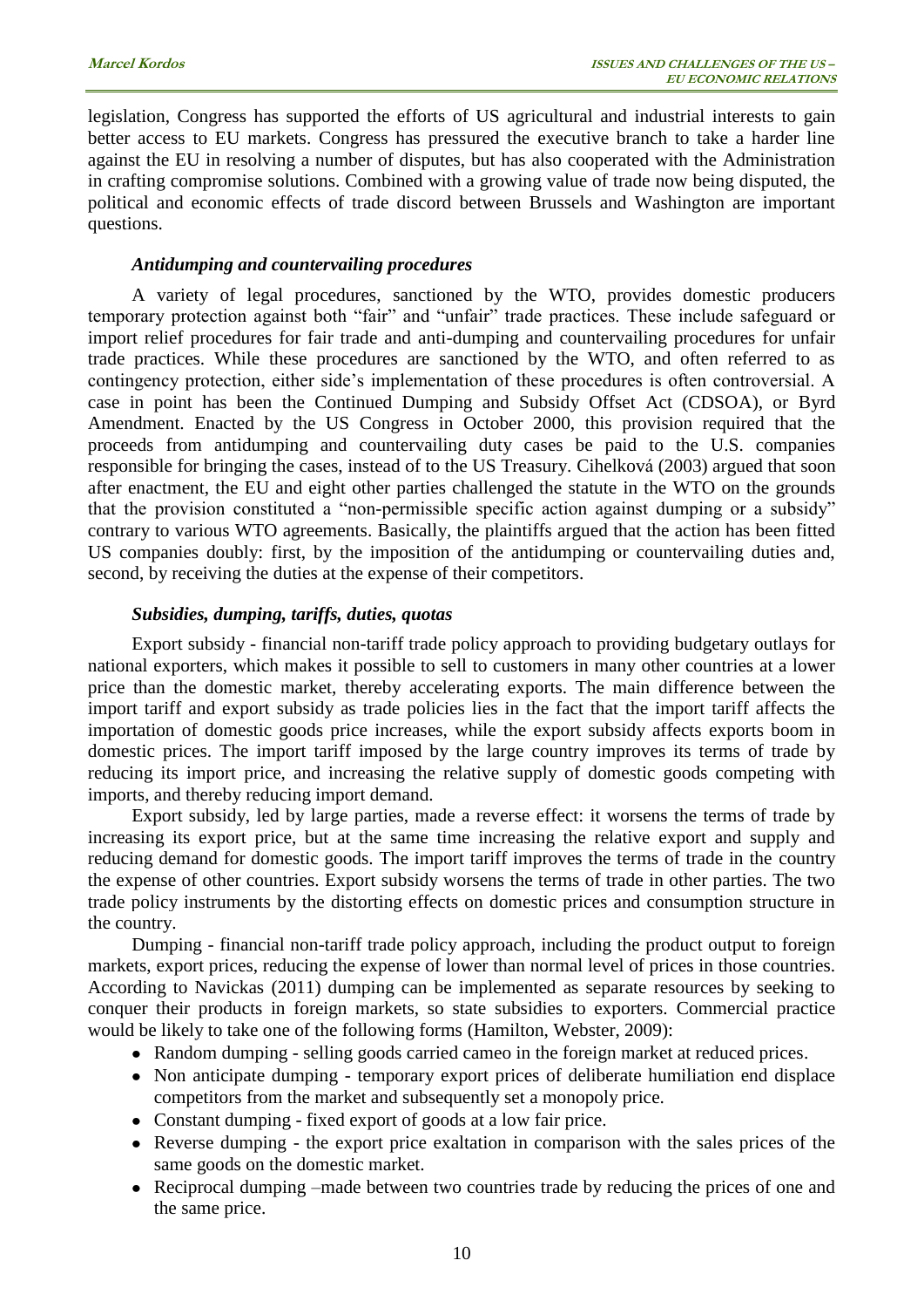legislation, Congress has supported the efforts of US agricultural and industrial interests to gain better access to EU markets. Congress has pressured the executive branch to take a harder line against the EU in resolving a number of disputes, but has also cooperated with the Administration in crafting compromise solutions. Combined with a growing value of trade now being disputed, the political and economic effects of trade discord between Brussels and Washington are important questions.

### *Antidumping and countervailing procedures*

A variety of legal procedures, sanctioned by the WTO, provides domestic producers temporary protection against both "fair" and "unfair" trade practices. These include safeguard or import relief procedures for fair trade and anti-dumping and countervailing procedures for unfair trade practices. While these procedures are sanctioned by the WTO, and often referred to as contingency protection, either side's implementation of these procedures is often controversial. A case in point has been the Continued Dumping and Subsidy Offset Act (CDSOA), or Byrd Amendment. Enacted by the US Congress in October 2000, this provision required that the proceeds from antidumping and countervailing duty cases be paid to the U.S. companies responsible for bringing the cases, instead of to the US Treasury. Cihelková (2003) argued that soon after enactment, the EU and eight other parties challenged the statute in the WTO on the grounds that the provision constituted a "non-permissible specific action against dumping or a subsidy" contrary to various WTO agreements. Basically, the plaintiffs argued that the action has been fitted US companies doubly: first, by the imposition of the antidumping or countervailing duties and, second, by receiving the duties at the expense of their competitors.

### *Subsidies, dumping, tariffs, duties, quotas*

Export subsidy - financial non-tariff trade policy approach to providing budgetary outlays for national exporters, which makes it possible to sell to customers in many other countries at a lower price than the domestic market, thereby accelerating exports. The main difference between the import tariff and export subsidy as trade policies lies in the fact that the import tariff affects the importation of domestic goods price increases, while the export subsidy affects exports boom in domestic prices. The import tariff imposed by the large country improves its terms of trade by reducing its import price, and increasing the relative supply of domestic goods competing with imports, and thereby reducing import demand.

Export subsidy, led by large parties, made a reverse effect: it worsens the terms of trade by increasing its export price, but at the same time increasing the relative export and supply and reducing demand for domestic goods. The import tariff improves the terms of trade in the country the expense of other countries. Export subsidy worsens the terms of trade in other parties. The two trade policy instruments by the distorting effects on domestic prices and consumption structure in the country.

Dumping - financial non-tariff trade policy approach, including the product output to foreign markets, export prices, reducing the expense of lower than normal level of prices in those countries. According to Navickas (2011) dumping can be implemented as separate resources by seeking to conquer their products in foreign markets, so state subsidies to exporters. Commercial practice would be likely to take one of the following forms (Hamilton, Webster, 2009):

- Random dumping - selling goods carried cameo in the foreign market at reduced prices.
- Non anticipate dumping - temporary export prices of deliberate humiliation end displace competitors from the market and subsequently set a monopoly price.
- Constant dumping - fixed export of goods at a low fair price.
- Reverse dumping - the export price exaltation in comparison with the sales prices of the same goods on the domestic market.
- Reciprocal dumping –made between two countries trade by reducing the prices of one and the same price.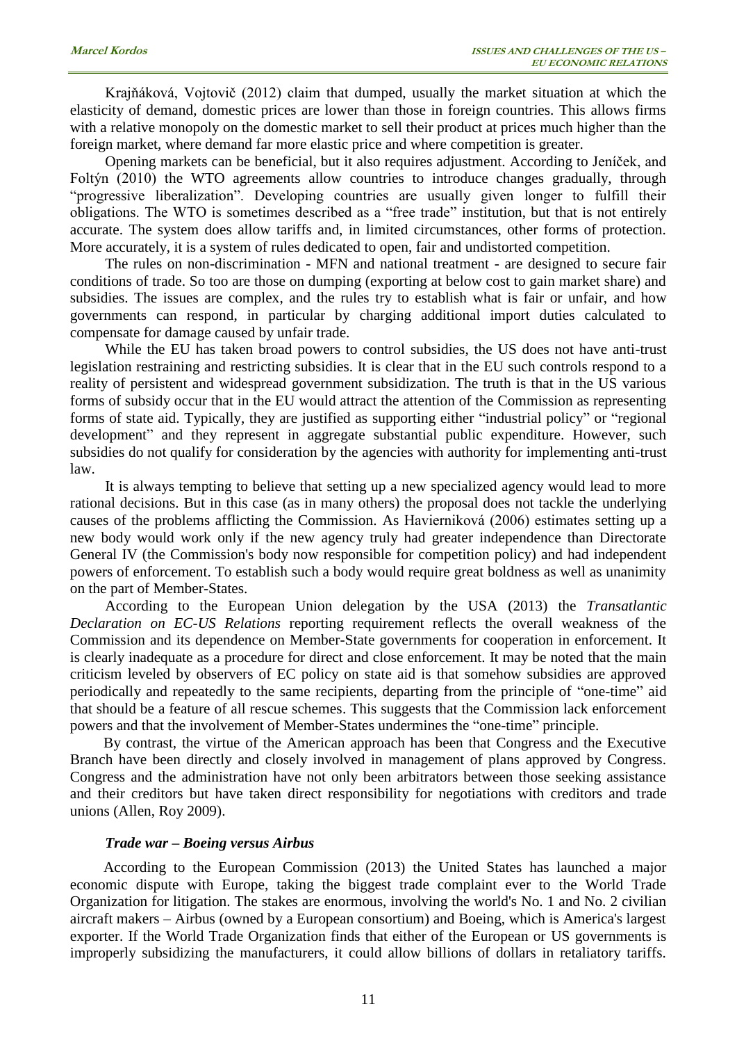Krajňáková, Vojtovič (2012) claim that dumped, usually the market situation at which the elasticity of demand, domestic prices are lower than those in foreign countries. This allows firms with a relative monopoly on the domestic market to sell their product at prices much higher than the foreign market, where demand far more elastic price and where competition is greater.

Opening markets can be beneficial, but it also requires adjustment. According to Jeníček, and Foltýn (2010) the WTO agreements allow countries to introduce changes gradually, through "progressive liberalization". Developing countries are usually given longer to fulfill their obligations. The WTO is sometimes described as a "free trade" institution, but that is not entirely accurate. The system does allow tariffs and, in limited circumstances, other forms of protection. More accurately, it is a system of rules dedicated to open, fair and undistorted competition.

The rules on non-discrimination - MFN and national treatment - are designed to secure fair conditions of trade. So too are those on dumping (exporting at below cost to gain market share) and subsidies. The issues are complex, and the rules try to establish what is fair or unfair, and how governments can respond, in particular by charging additional import duties calculated to compensate for damage caused by unfair trade.

While the EU has taken broad powers to control subsidies, the US does not have anti-trust legislation restraining and restricting subsidies. It is clear that in the EU such controls respond to a reality of persistent and widespread government subsidization. The truth is that in the US various forms of subsidy occur that in the EU would attract the attention of the Commission as representing forms of state aid. Typically, they are justified as supporting either "industrial policy" or "regional development" and they represent in aggregate substantial public expenditure. However, such subsidies do not qualify for consideration by the agencies with authority for implementing anti-trust law.

It is always tempting to believe that setting up a new specialized agency would lead to more rational decisions. But in this case (as in many others) the proposal does not tackle the underlying causes of the problems afflicting the Commission. As Havierniková (2006) estimates setting up a new body would work only if the new agency truly had greater independence than Directorate General IV (the Commission's body now responsible for competition policy) and had independent powers of enforcement. To establish such a body would require great boldness as well as unanimity on the part of Member-States.

According to the European Union delegation by the USA (2013) the *Transatlantic Declaration on EC-US Relations* reporting requirement reflects the overall weakness of the Commission and its dependence on Member-State governments for cooperation in enforcement. It is clearly inadequate as a procedure for direct and close enforcement. It may be noted that the main criticism leveled by observers of EC policy on state aid is that somehow subsidies are approved periodically and repeatedly to the same recipients, departing from the principle of "one-time" aid that should be a feature of all rescue schemes. This suggests that the Commission lack enforcement powers and that the involvement of Member-States undermines the "one-time" principle.

By contrast, the virtue of the American approach has been that Congress and the Executive Branch have been directly and closely involved in management of plans approved by Congress. Congress and the administration have not only been arbitrators between those seeking assistance and their creditors but have taken direct responsibility for negotiations with creditors and trade unions (Allen, Roy 2009).

### *Trade war – Boeing versus Airbus*

According to the European Commission (2013) the United States has launched a major economic dispute with Europe, taking the biggest trade complaint ever to the World Trade Organization for litigation. The stakes are enormous, involving the world's No. 1 and No. 2 civilian aircraft makers – Airbus (owned by a European consortium) and Boeing, which is America's largest exporter. If the World Trade Organization finds that either of the European or US governments is improperly subsidizing the manufacturers, it could allow billions of dollars in retaliatory tariffs.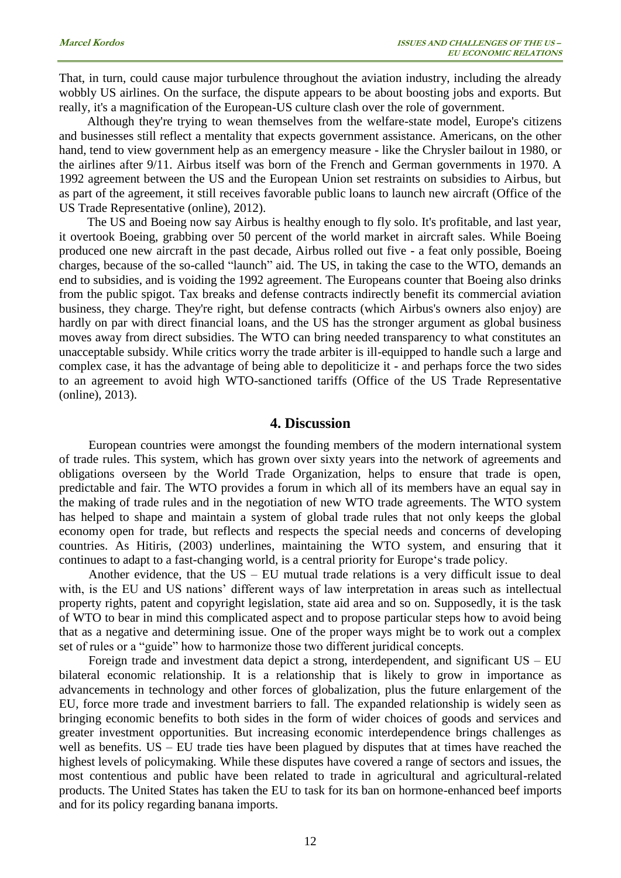That, in turn, could cause major turbulence throughout the aviation industry, including the already wobbly US airlines. On the surface, the dispute appears to be about boosting jobs and exports. But really, it's a magnification of the European-US culture clash over the role of government.

Although they're trying to wean themselves from the welfare-state model, Europe's citizens and businesses still reflect a mentality that expects government assistance. Americans, on the other hand, tend to view government help as an emergency measure - like the Chrysler bailout in 1980, or the airlines after 9/11. Airbus itself was born of the French and German governments in 1970. A 1992 agreement between the US and the European Union set restraints on subsidies to Airbus, but as part of the agreement, it still receives favorable public loans to launch new aircraft (Office of the US Trade Representative (online), 2012).

The US and Boeing now say Airbus is healthy enough to fly solo. It's profitable, and last year, it overtook Boeing, grabbing over 50 percent of the world market in aircraft sales. While Boeing produced one new aircraft in the past decade, Airbus rolled out five - a feat only possible, Boeing charges, because of the so-called "launch" aid. The US, in taking the case to the WTO, demands an end to subsidies, and is voiding the 1992 agreement. The Europeans counter that Boeing also drinks from the public spigot. Tax breaks and defense contracts indirectly benefit its commercial aviation business, they charge. They're right, but defense contracts (which Airbus's owners also enjoy) are hardly on par with direct financial loans, and the US has the stronger argument as global business moves away from direct subsidies. The WTO can bring needed transparency to what constitutes an unacceptable subsidy. While critics worry the trade arbiter is ill-equipped to handle such a large and complex case, it has the advantage of being able to depoliticize it - and perhaps force the two sides to an agreement to avoid high WTO-sanctioned tariffs (Office of the US Trade Representative (online), 2013).

## 4. Discussion

European countries were amongst the founding members of the modern international system of trade rules. This system, which has grown over sixty years into the network of agreements and obligations overseen by the World Trade Organization, helps to ensure that trade is open, predictable and fair. The WTO provides a forum in which all of its members have an equal say in the making of trade rules and in the negotiation of new WTO trade agreements. The WTO system has helped to shape and maintain a system of global trade rules that not only keeps the global economy open for trade, but reflects and respects the special needs and concerns of developing countries. As Hitiris, (2003) underlines, maintaining the WTO system, and ensuring that it continues to adapt to a fast-changing world, is a central priority for Europe's trade policy.

Another evidence, that the US – EU mutual trade relations is a very difficult issue to deal with, is the EU and US nations' different ways of law interpretation in areas such as intellectual property rights, patent and copyright legislation, state aid area and so on. Supposedly, it is the task of WTO to bear in mind this complicated aspect and to propose particular steps how to avoid being that as a negative and determining issue. One of the proper ways might be to work out a complex set of rules or a "guide" how to harmonize those two different juridical concepts.

Foreign trade and investment data depict a strong, interdependent, and significant US – EU bilateral economic relationship. It is a relationship that is likely to grow in importance as advancements in technology and other forces of globalization, plus the future enlargement of the EU, force more trade and investment barriers to fall. The expanded relationship is widely seen as bringing economic benefits to both sides in the form of wider choices of goods and services and greater investment opportunities. But increasing economic interdependence brings challenges as well as benefits. US – EU trade ties have been plagued by disputes that at times have reached the highest levels of policymaking. While these disputes have covered a range of sectors and issues, the most contentious and public have been related to trade in agricultural and agricultural-related products. The United States has taken the EU to task for its ban on hormone-enhanced beef imports and for its policy regarding banana imports.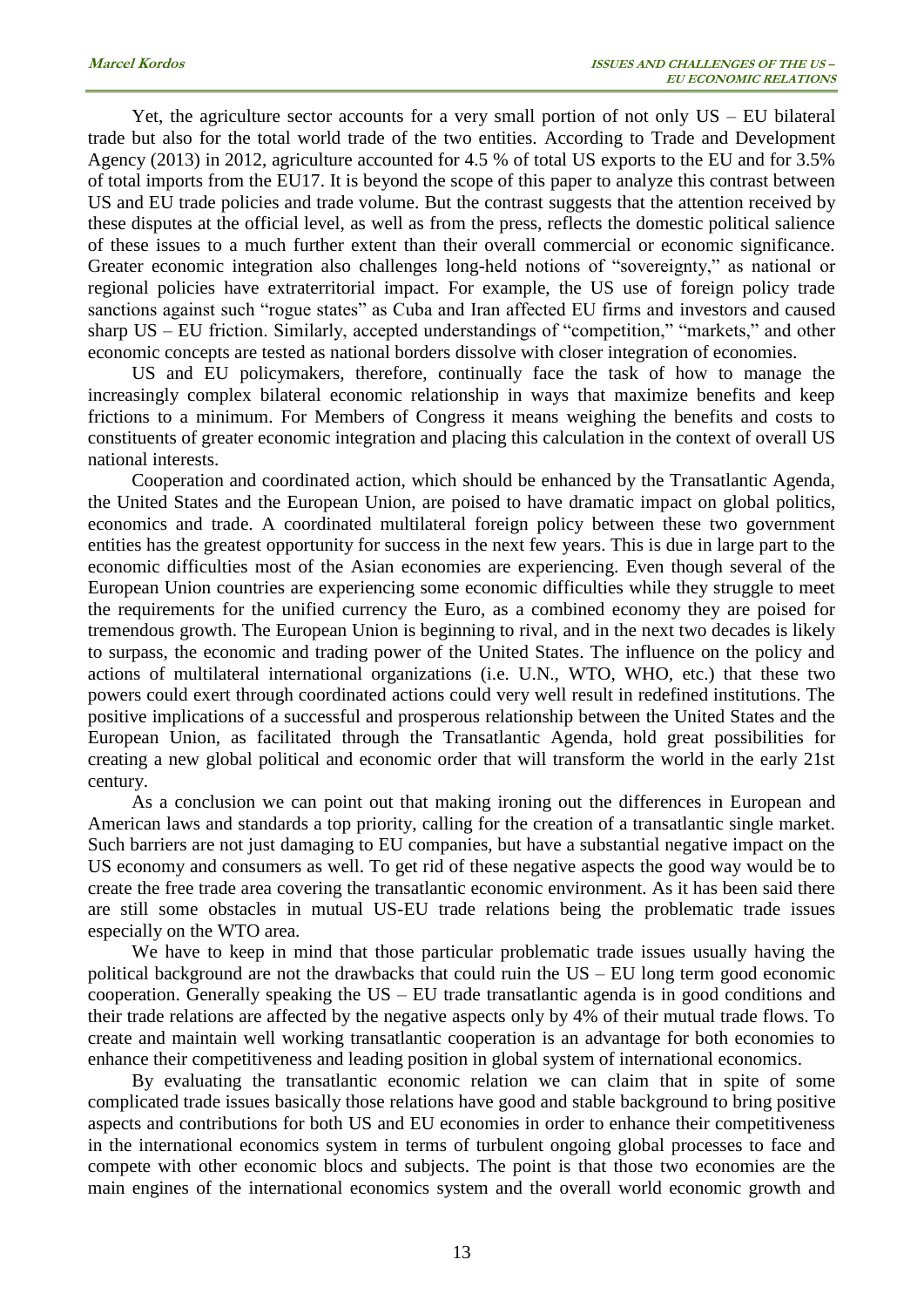Yet, the agriculture sector accounts for a very small portion of not only US – EU bilateral trade but also for the total world trade of the two entities. According to Trade and Development Agency (2013) in 2012, agriculture accounted for 4.5 % of total US exports to the EU and for 3.5% of total imports from the EU17. It is beyond the scope of this paper to analyze this contrast between US and EU trade policies and trade volume. But the contrast suggests that the attention received by these disputes at the official level, as well as from the press, reflects the domestic political salience of these issues to a much further extent than their overall commercial or economic significance. Greater economic integration also challenges long-held notions of "sovereignty," as national or regional policies have extraterritorial impact. For example, the US use of foreign policy trade sanctions against such "rogue states" as Cuba and Iran affected EU firms and investors and caused sharp US – EU friction. Similarly, accepted understandings of "competition," "markets," and other economic concepts are tested as national borders dissolve with closer integration of economies.

US and EU policymakers, therefore, continually face the task of how to manage the increasingly complex bilateral economic relationship in ways that maximize benefits and keep frictions to a minimum. For Members of Congress it means weighing the benefits and costs to constituents of greater economic integration and placing this calculation in the context of overall US national interests.

Cooperation and coordinated action, which should be enhanced by the Transatlantic Agenda, the United States and the European Union, are poised to have dramatic impact on global politics, economics and trade. A coordinated multilateral foreign policy between these two government entities has the greatest opportunity for success in the next few years. This is due in large part to the economic difficulties most of the Asian economies are experiencing. Even though several of the European Union countries are experiencing some economic difficulties while they struggle to meet the requirements for the unified currency the Euro, as a combined economy they are poised for tremendous growth. The European Union is beginning to rival, and in the next two decades is likely to surpass, the economic and trading power of the United States. The influence on the policy and actions of multilateral international organizations (i.e. U.N., WTO, WHO, etc.) that these two powers could exert through coordinated actions could very well result in redefined institutions. The positive implications of a successful and prosperous relationship between the United States and the European Union, as facilitated through the Transatlantic Agenda, hold great possibilities for creating a new global political and economic order that will transform the world in the early 21st century.

As a conclusion we can point out that making ironing out the differences in European and American laws and standards a top priority, calling for the creation of a transatlantic single market. Such barriers are not just damaging to EU companies, but have a substantial negative impact on the US economy and consumers as well. To get rid of these negative aspects the good way would be to create the free trade area covering the transatlantic economic environment. As it has been said there are still some obstacles in mutual US-EU trade relations being the problematic trade issues especially on the WTO area.

We have to keep in mind that those particular problematic trade issues usually having the political background are not the drawbacks that could ruin the US – EU long term good economic cooperation. Generally speaking the US – EU trade transatlantic agenda is in good conditions and their trade relations are affected by the negative aspects only by 4% of their mutual trade flows. To create and maintain well working transatlantic cooperation is an advantage for both economies to enhance their competitiveness and leading position in global system of international economics.

By evaluating the transatlantic economic relation we can claim that in spite of some complicated trade issues basically those relations have good and stable background to bring positive aspects and contributions for both US and EU economies in order to enhance their competitiveness in the international economics system in terms of turbulent ongoing global processes to face and compete with other economic blocs and subjects. The point is that those two economies are the main engines of the international economics system and the overall world economic growth and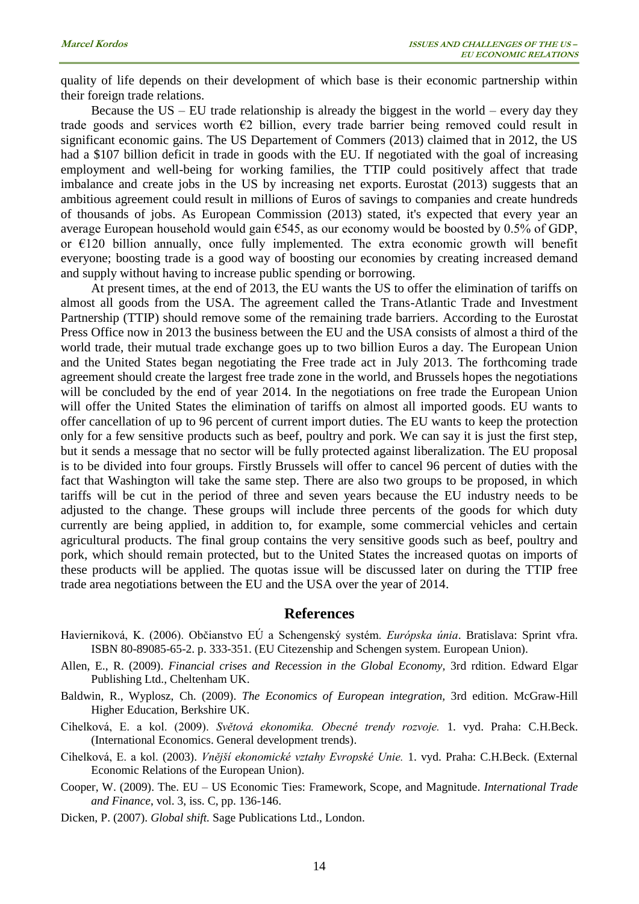quality of life depends on their development of which base is their economic partnership within their foreign trade relations.

Because the US – EU trade relationship is already the biggest in the world – every day they trade goods and services worth €2 billion, every trade barrier being removed could result in significant economic gains. The US Departement of Commers (2013) claimed that in 2012, the US had a $107 billion deficit in trade in goods with the EU. If negotiated with the goal of increasing employment and well-being for working families, the TTIP could positively affect that trade imbalance and create jobs in the US by increasing net exports. Eurostat (2013) suggests that an ambitious agreement could result in millions of Euros of savings to companies and create hundreds of thousands of jobs. As European Commission (2013) stated, it's expected that every year an average European household would gain €545, as our economy would be boosted by 0.5% of GDP, or €120 billion annually, once fully implemented. The extra economic growth will benefit everyone; boosting trade is a good way of boosting our economies by creating increased demand and supply without having to increase public spending or borrowing.

At present times, at the end of 2013, the EU wants the US to offer the elimination of tariffs on almost all goods from the USA. The agreement called the Trans-Atlantic Trade and Investment Partnership (TTIP) should remove some of the remaining trade barriers. According to the Eurostat Press Office now in 2013 the business between the EU and the USA consists of almost a third of the world trade, their mutual trade exchange goes up to two billion Euros a day. The European Union and the United States began negotiating the Free trade act in July 2013. The forthcoming trade agreement should create the largest free trade zone in the world, and Brussels hopes the negotiations will be concluded by the end of year 2014. In the negotiations on free trade the European Union will offer the United States the elimination of tariffs on almost all imported goods. EU wants to offer cancellation of up to 96 percent of current import duties. The EU wants to keep the protection only for a few sensitive products such as beef, poultry and pork. We can say it is just the first step, but it sends a message that no sector will be fully protected against liberalization. The EU proposal is to be divided into four groups. Firstly Brussels will offer to cancel 96 percent of duties with the fact that Washington will take the same step. There are also two groups to be proposed, in which tariffs will be cut in the period of three and seven years because the EU industry needs to be adjusted to the change. These groups will include three percents of the goods for which duty currently are being applied, in addition to, for example, some commercial vehicles and certain agricultural products. The final group contains the very sensitive goods such as beef, poultry and pork, which should remain protected, but to the United States the increased quotas on imports of these products will be applied. The quotas issue will be discussed later on during the TTIP free trade area negotiations between the EU and the USA over the year of 2014.

## References

Havierniková, K. (2006). Občianstvo EÚ a Schengenský systém. *Európska únia*. Bratislava: Sprint vfra. ISBN 80-89085-65-2. p. 333-351. (EU Citezenship and Schengen system. European Union).

Allen, E., R. (2009). *Financial crises and Recession in the Global Economy,* 3rd rdition. Edward Elgar Publishing Ltd., Cheltenham UK.

Baldwin, R., Wyplosz, Ch. (2009). *The Economics of European integration,* 3rd edition. McGraw-Hill Higher Education, Berkshire UK.

Cihelková, E. a kol. (2009). *Světová ekonomika. Obecné trendy rozvoje.* 1. vyd. Praha: C.H.Beck. (International Economics. General development trends).

Cihelková, E. a kol. (2003). *Vnější ekonomické vztahy Evropské Unie.* 1. vyd. Praha: C.H.Beck. (External Economic Relations of the European Union).

Cooper, W. (2009). The. EU – US Economic Ties: Framework, Scope, and Magnitude. *International Trade and Finance*, vol. 3, iss. C, pp. 136-146.

Dicken, P. (2007). *Global shift.* Sage Publications Ltd., London.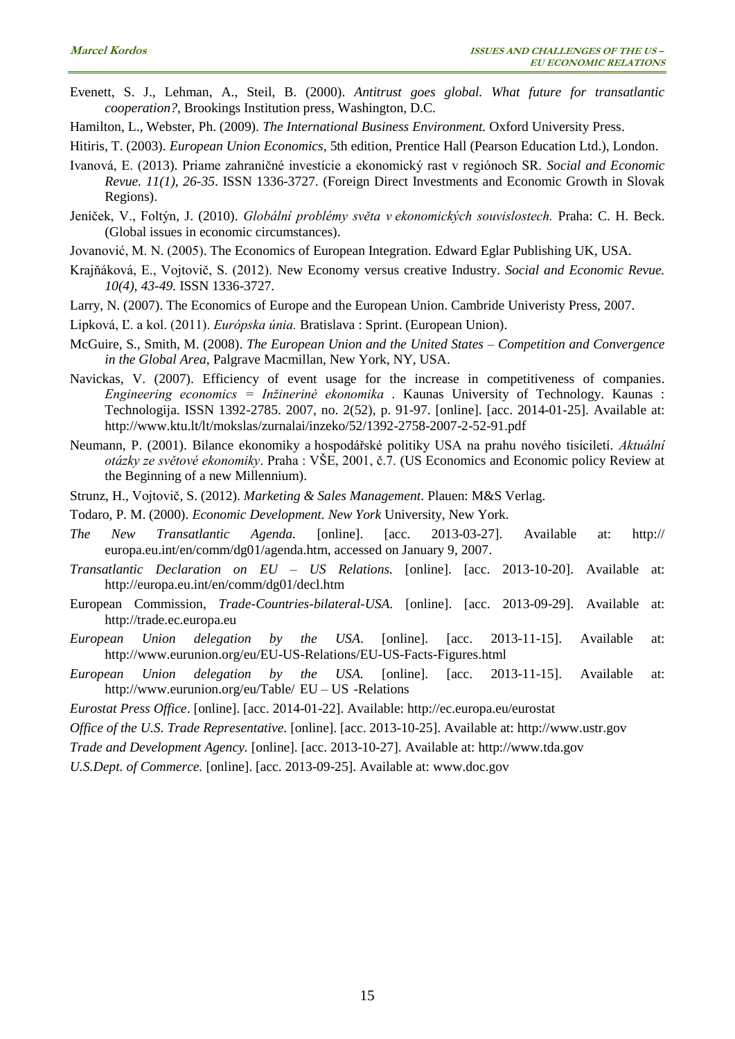Evenett, S. J., Lehman, A., Steil, B. (2000). *Antitrust goes global. What future for transatlantic cooperation?,* Brookings Institution press, Washington, D.C.

Hamilton, L., Webster, Ph. (2009). *The International Business Environment.* Oxford University Press.

Hitiris, T. (2003). *European Union Economics,* 5th edition, Prentice Hall (Pearson Education Ltd.), London.

Ivanová, E. (2013). Priame zahraničné investície a ekonomický rast v regiónoch SR. *Social and Economic Revue. 11(1), 26-35*. ISSN 1336-3727. (Foreign Direct Investments and Economic Growth in Slovak Regions).

Jeníček, V., Foltýn, J. (2010). *Globální problémy světa v ekonomických souvislostech.* Praha: C. H. Beck. (Global issues in economic circumstances).

Jovanović, M. N. (2005). The Economics of European Integration. Edward Eglar Publishing UK, USA.

Krajňáková, E., Vojtovič, S. (2012). New Economy versus creative Industry. *Social and Economic Revue. 10(4), 43-49.* ISSN 1336-3727.

Larry, N. (2007). The Economics of Europe and the European Union. Cambride Univeristy Press, 2007.

Lipková, Ľ. a kol. (2011). *Európska únia.* Bratislava : Sprint. (European Union).

McGuire, S., Smith, M. (2008). *The European Union and the United States – Competition and Convergence in the Global Area,* Palgrave Macmillan, New York, NY, USA.

Navickas, V. (2007). Efficiency of event usage for the increase in competitiveness of companies. *Engineering economics = Inžinerinė ekonomika* . Kaunas University of Technology. Kaunas : Technologija. ISSN 1392-2785. 2007, no. 2(52), p. 91-97. [online]. [acc. 2014-01-25]. Available at: http://www.ktu.lt/lt/mokslas/zurnalai/inzeko/52/1392-2758-2007-2-52-91.pdf

Neumann, P. (2001). Bilance ekonomiky a hospodářské politiky USA na prahu nového tisíciletí. *Aktuální otázky ze světové ekonomiky*. Praha : VŠE, 2001, č.7. (US Economics and Economic policy Review at the Beginning of a new Millennium).

Strunz, H., Vojtovič, S. (2012). *Marketing & Sales Management*. Plauen: M&S Verlag.

Todaro, P. M. (2000). *Economic Development. New York* University, New York.

*The New Transatlantic Agenda.* [online]. [acc. 2013-03-27]. Available at: http:// europa.eu.int/en/comm/dg01/agenda.htm, accessed on January 9, 2007.

*Transatlantic Declaration on EU – US Relations.* [online]. [acc. 2013-10-20]. Available at: http://europa.eu.int/en/comm/dg01/decl.htm

European Commission, *Trade-Countries-bilateral-USA.* [online]. [acc. 2013-09-29]. Available at: http://trade.ec.europa.eu

*European Union delegation by the USA.* [online]. [acc. 2013-11-15]. Available at: http://www.eurunion.org/eu/EU-US-Relations/EU-US-Facts-Figures.html

*European Union delegation by the USA.* [online]. [acc. 2013-11-15]. Available at: http://www.eurunion.org/eu/Table/ EU – US -Relations

*Eurostat Press Office*. [online]. [acc. 2014-01-22]. Available: http://ec.europa.eu/eurostat

*Office of the U.S. Trade Representative.* [online]. [acc. 2013-10-25]. Available at: http://www.ustr.gov

*Trade and Development Agency.* [online]. [acc. 2013-10-27]. Available at: http://www.tda.gov

*U.S.Dept. of Commerce.* [online]. [acc. 2013-09-25]. Available at: www.doc.gov